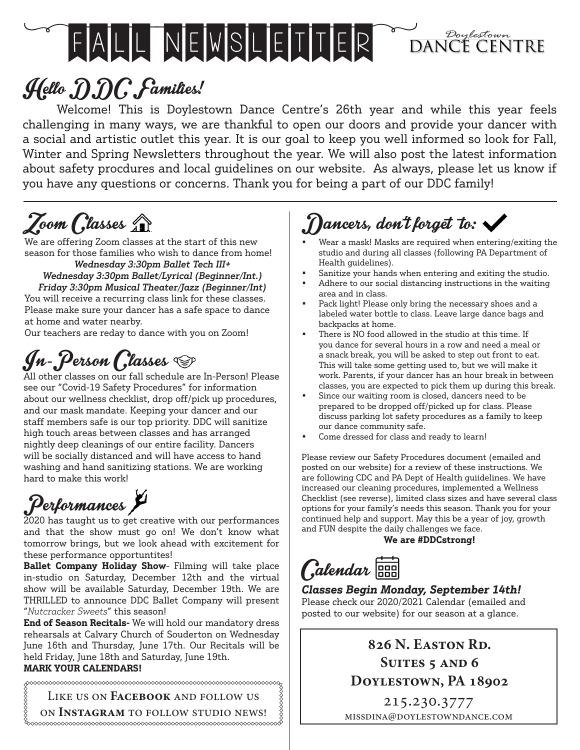# FALL NEWSLETTER

Doylestown DANCE CENTRE

## Hello DDC Families!

Welcome! This is Doylestown Dance Centre's 26th year and while this year feels challenging in many ways, we are thankful to open our doors and provide your dancer with a social and artistic outlet this year. It is our goal to keep you well informed so look for Fall, Winter and Spring Newsletters throughout the year. We will also post the latest information about safety procdures and local guidelines on our website. As always, please let us know if you have any questions or concerns. Thank you for being a part of our DDC family!

## Zoom Classes

We are offering Zoom classes at the start of this new season for those families who wish to dance from home!

***Wednesday 3:30pm Ballet Tech III+***
***Wednesday 3:30pm Ballet/Lyrical (Beginner/Int.)***
***Friday 3:30pm Musical Theater/Jazz (Beginner/Int)***

You will receive a recurring class link for these classes. Please make sure your dancer has a safe space to dance at home and water nearby.

Our teachers are reday to dance with you on Zoom!

## In-Person Classes

All other classes on our fall schedule are In-Person! Please see our "Covid-19 Safety Procedures" for information about our wellness checklist, drop off/pick up procedures, and our mask mandate. Keeping your dancer and our staff members safe is our top priority. DDC will sanitize high touch areas between classes and has arranged nightly deep cleanings of our entire facility. Dancers will be socially distanced and will have access to hand washing and hand sanitizing stations. We are working hard to make this work!

## Performances

2020 has taught us to get creative with our performances and that the show must go on! We don't know what tomorrow brings, but we look ahead with excitement for these performance opportuntites!

**Ballet Company Holiday Show**- Filming will take place in-studio on Saturday, December 12th and the virtual show will be available Saturday, December 19th. We are THRILLED to announce DDC Ballet Company will present "*Nutcracker Sweets*" this season!

**End of Season Recitals-** We will hold our mandatory dress rehearsals at Calvary Church of Souderton on Wednesday June 16th and Thursday, June 17th. Our Recitals will be held Friday, June 18th and Saturday, June 19th.

**MARK YOUR CALENDARS!**

Like us on **Facebook** and follow us on **Instagram** to follow studio news!

## Dancers, don't forget to:

- Wear a mask! Masks are required when entering/exiting the studio and during all classes (following PA Department of Health guidelines).
- Sanitize your hands when entering and exiting the studio.
- Adhere to our social distancing instructions in the waiting area and in class.
- Pack light! Please only bring the necessary shoes and a labeled water bottle to class. Leave large dance bags and backpacks at home.
- There is NO food allowed in the studio at this time. If you dance for several hours in a row and need a meal or a snack break, you will be asked to step out front to eat. This will take some getting used to, but we will make it work. Parents, if your dancer has an hour break in between classes, you are expected to pick them up during this break.
- Since our waiting room is closed, dancers need to be prepared to be dropped off/picked up for class. Please discuss parking lot safety procedures as a family to keep our dance community safe.
- Come dressed for class and ready to learn!

Please review our Safety Procedures document (emailed and posted on our website) for a review of these instructions. We are following CDC and PA Dept of Health guiidelines. We have increased our cleaning procedures, implemented a Wellness Checklist (see reverse), limited class sizes and have several class options for your family's needs this season. Thank you for your continued help and support. May this be a year of joy, growth and FUN despite the daily challenges we face.

**We are #DDCstrong!**

## Calendar

***Classes Begin Monday, September 14th!***

Please check our 2020/2021 Calendar (emailed and posted to our website) for our season at a glance.

**826 N. Easton Rd.**
**Suites 5 and 6**
**Doylestown, PA 18902**
215.230.3777
missdina@doylestowndance.com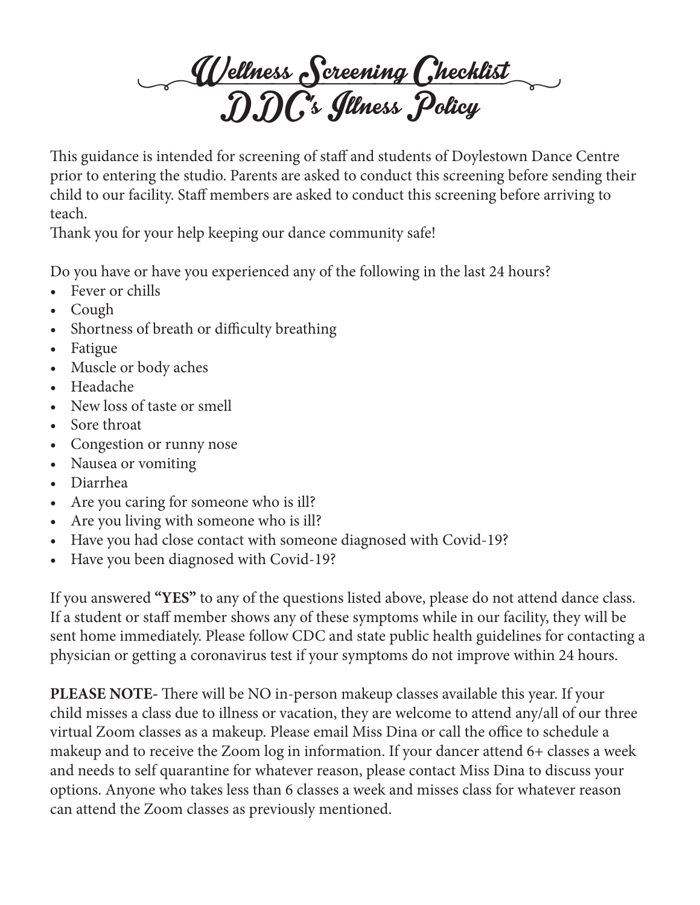# Wellness Screening Checklist
## DDC's Illness Policy

This guidance is intended for screening of staff and students of Doylestown Dance Centre prior to entering the studio. Parents are asked to conduct this screening before sending their child to our facility. Staff members are asked to conduct this screening before arriving to teach.
Thank you for your help keeping our dance community safe!

Do you have or have you experienced any of the following in the last 24 hours?

- Fever or chills
- Cough
- Shortness of breath or difficulty breathing
- Fatigue
- Muscle or body aches
- Headache
- New loss of taste or smell
- Sore throat
- Congestion or runny nose
- Nausea or vomiting
- Diarrhea
- Are you caring for someone who is ill?
- Are you living with someone who is ill?
- Have you had close contact with someone diagnosed with Covid-19?
- Have you been diagnosed with Covid-19?

If you answered **"YES"** to any of the questions listed above, please do not attend dance class. If a student or staff member shows any of these symptoms while in our facility, they will be sent home immediately. Please follow CDC and state public health guidelines for contacting a physician or getting a coronavirus test if your symptoms do not improve within 24 hours.

**PLEASE NOTE**- There will be NO in-person makeup classes available this year. If your child misses a class due to illness or vacation, they are welcome to attend any/all of our three virtual Zoom classes as a makeup. Please email Miss Dina or call the office to schedule a makeup and to receive the Zoom log in information. If your dancer attend 6+ classes a week and needs to self quarantine for whatever reason, please contact Miss Dina to discuss your options. Anyone who takes less than 6 classes a week and misses class for whatever reason can attend the Zoom classes as previously mentioned.